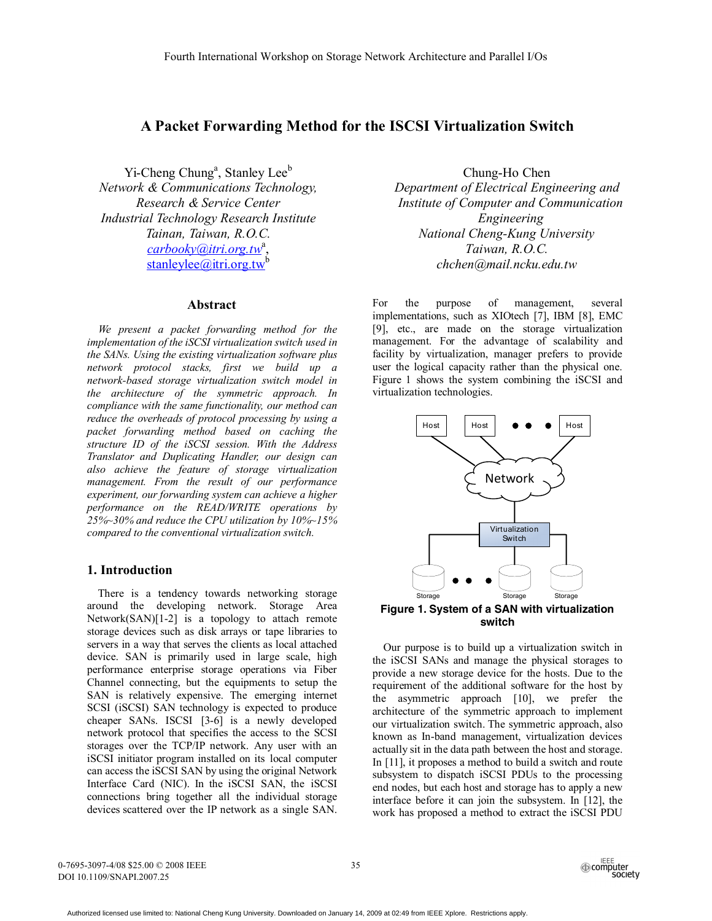# A Packet Forwarding Method for the ISCSI Virtualization Switch

Yi-Cheng Chung[a], Stanley Lee[b]
*Network & Communications Technology, Research & Service Center*
*Industrial Technology Research Institute*
*Tainan, Taiwan, R.O.C.*
carbooky@itri.org.tw[a], stanleylee@itri.org.tw[b]

Chung-Ho Chen
*Department of Electrical Engineering and Institute of Computer and Communication Engineering*
*National Cheng-Kung University*
*Taiwan, R.O.C.*
*chchen@mail.ncku.edu.tw*

## Abstract

*We present a packet forwarding method for the implementation of the iSCSI virtualization switch used in the SANs. Using the existing virtualization software plus network protocol stacks, first we build up a network-based storage virtualization switch model in the architecture of the symmetric approach. In compliance with the same functionality, our method can reduce the overheads of protocol processing by using a packet forwarding method based on caching the structure ID of the iSCSI session. With the Address Translator and Duplicating Handler, our design can also achieve the feature of storage virtualization management. From the result of our performance experiment, our forwarding system can achieve a higher performance on the READ/WRITE operations by 25%~30% and reduce the CPU utilization by 10%~15% compared to the conventional virtualization switch.*

## 1. Introduction

There is a tendency towards networking storage around the developing network. Storage Area Network(SAN)[1-2] is a topology to attach remote storage devices such as disk arrays or tape libraries to servers in a way that serves the clients as local attached device. SAN is primarily used in large scale, high performance enterprise storage operations via Fiber Channel connecting, but the equipments to setup the SAN is relatively expensive. The emerging internet SCSI (iSCSI) SAN technology is expected to produce cheaper SANs. ISCSI [3-6] is a newly developed network protocol that specifies the access to the SCSI storages over the TCP/IP network. Any user with an iSCSI initiator program installed on its local computer can access the iSCSI SAN by using the original Network Interface Card (NIC). In the iSCSI SAN, the iSCSI connections bring together all the individual storage devices scattered over the IP network as a single SAN. For the purpose of management, several implementations, such as XIOtech [7], IBM [8], EMC [9], etc., are made on the storage virtualization management. For the advantage of scalability and facility by virtualization, manager prefers to provide user the logical capacity rather than the physical one. Figure 1 shows the system combining the iSCSI and virtualization technologies.

**Figure 1. System of a SAN with virtualization switch**

Our purpose is to build up a virtualization switch in the iSCSI SANs and manage the physical storages to provide a new storage device for the hosts. Due to the requirement of the additional software for the host by the asymmetric approach [10], we prefer the architecture of the symmetric approach to implement our virtualization switch. The symmetric approach, also known as In-band management, virtualization devices actually sit in the data path between the host and storage. In [11], it proposes a method to build a switch and route subsystem to dispatch iSCSI PDUs to the processing end nodes, but each host and storage has to apply a new interface before it can join the subsystem. In [12], the work has proposed a method to extract the iSCSI PDU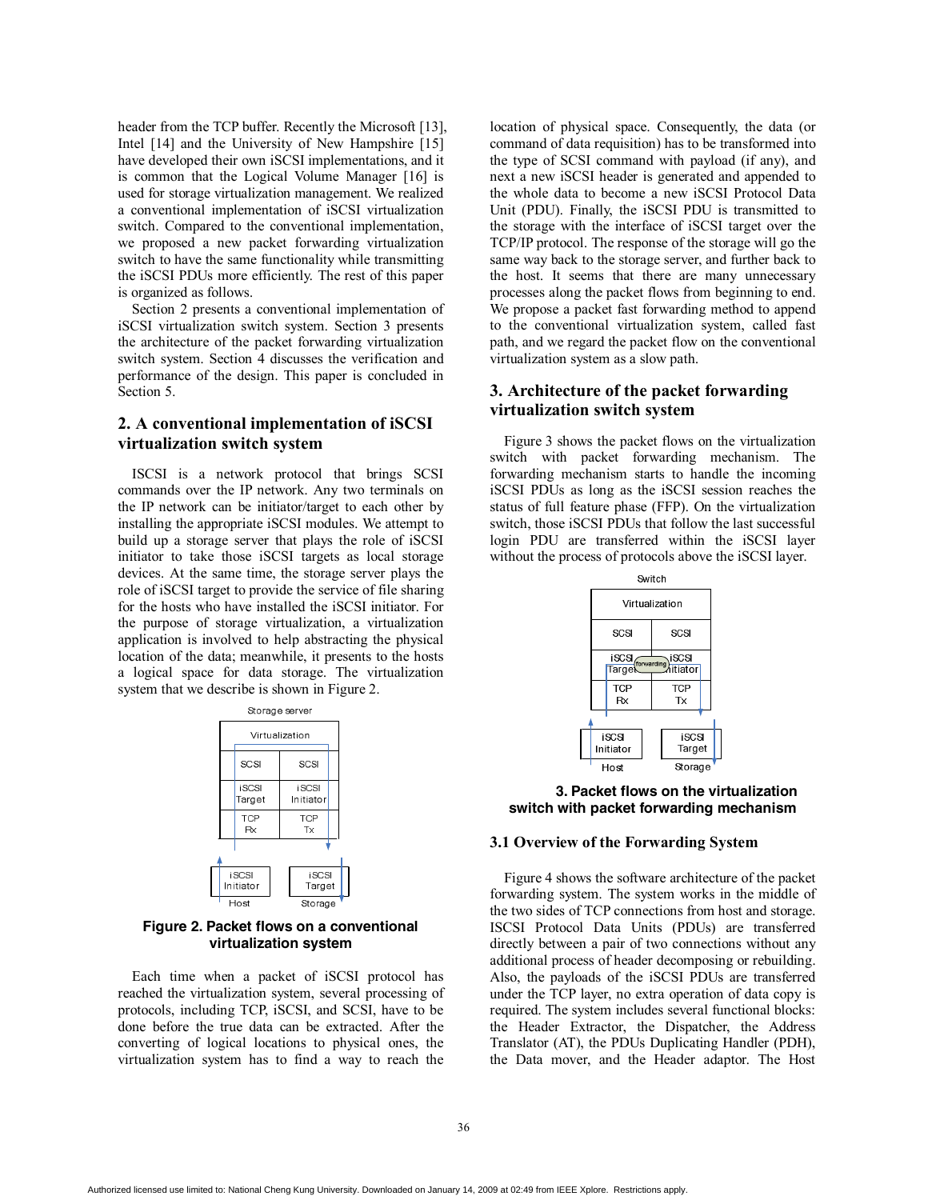header from the TCP buffer. Recently the Microsoft [13], Intel [14] and the University of New Hampshire [15] have developed their own iSCSI implementations, and it is common that the Logical Volume Manager [16] is used for storage virtualization management. We realized a conventional implementation of iSCSI virtualization switch. Compared to the conventional implementation, we proposed a new packet forwarding virtualization switch to have the same functionality while transmitting the iSCSI PDUs more efficiently. The rest of this paper is organized as follows.

Section 2 presents a conventional implementation of iSCSI virtualization switch system. Section 3 presents the architecture of the packet forwarding virtualization switch system. Section 4 discusses the verification and performance of the design. This paper is concluded in Section 5.

## 2. A conventional implementation of iSCSI virtualization switch system

ISCSI is a network protocol that brings SCSI commands over the IP network. Any two terminals on the IP network can be initiator/target to each other by installing the appropriate iSCSI modules. We attempt to build up a storage server that plays the role of iSCSI initiator to take those iSCSI targets as local storage devices. At the same time, the storage server plays the role of iSCSI target to provide the service of file sharing for the hosts who have installed the iSCSI initiator. For the purpose of storage virtualization, a virtualization application is involved to help abstracting the physical location of the data; meanwhile, it presents to the hosts a logical space for data storage. The virtualization system that we describe is shown in Figure 2.

**Figure 2. Packet flows on a conventional virtualization system**

Each time when a packet of iSCSI protocol has reached the virtualization system, several processing of protocols, including TCP, iSCSI, and SCSI, have to be done before the true data can be extracted. After the converting of logical locations to physical ones, the virtualization system has to find a way to reach the location of physical space. Consequently, the data (or command of data requisition) has to be transformed into the storage with the interface of iSCSI target over the TCP/IP protocol. The response of the storage will go the same way back to the storage server, and further back to the host. It seems that there are many unnecessary processes along the packet flows from beginning to end. We propose a packet fast forwarding method to append to the conventional virtualization system, called fast path, and we regard the packet flow on the conventional virtualization system as a slow path.

## 3. Architecture of the packet forwarding virtualization switch system

Figure 3 shows the packet flows on the virtualization switch with packet forwarding mechanism. The forwarding mechanism starts to handle the incoming iSCSI PDUs as long as the iSCSI session reaches the status of full feature phase (FFP). On the virtualization switch, those iSCSI PDUs that follow the last successful login PDU are transferred within the iSCSI layer without the process of protocols above the iSCSI layer.

**3. Packet flows on the virtualization switch with packet forwarding mechanism**

### 3.1 Overview of the Forwarding System

Figure 4 shows the software architecture of the packet forwarding system. The system works in the middle of the two sides of TCP connections from host and storage. ISCSI Protocol Data Units (PDUs) are transferred directly between a pair of two connections without any additional process of header decomposing or rebuilding. Also, the payloads of the iSCSI PDUs are transferred under the TCP layer, no extra operation of data copy is required. The system includes several functional blocks: the Header Extractor, the Dispatcher, the Address Translator (AT), the PDUs Duplicating Handler (PDH), the Data mover, and the Header adaptor. The Host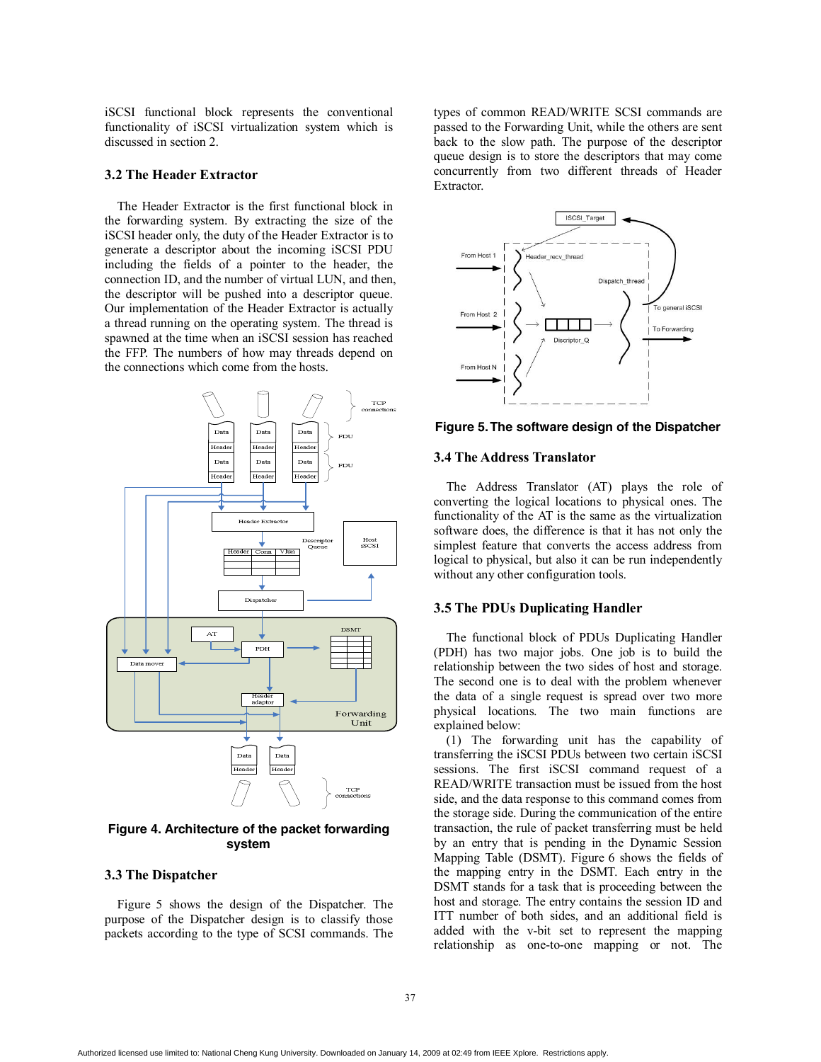iSCSI functional block represents the conventional functionality of iSCSI virtualization system which is discussed in section 2.

### 3.2 The Header Extractor

The Header Extractor is the first functional block in the forwarding system. By extracting the size of the iSCSI header only, the duty of the Header Extractor is to generate a descriptor about the incoming iSCSI PDU including the fields of a pointer to the header, the connection ID, and the number of virtual LUN, and then, the descriptor will be pushed into a descriptor queue. Our implementation of the Header Extractor is actually a thread running on the operating system. The thread is spawned at the time when an iSCSI session has reached the FFP. The numbers of how may threads depend on the connections which come from the hosts.

**Figure 4. Architecture of the packet forwarding system**

### 3.3 The Dispatcher

Figure 5 shows the design of the Dispatcher. The purpose of the Dispatcher design is to classify those packets according to the type of SCSI commands. The types of common READ/WRITE SCSI commands are passed to the Forwarding Unit, while the others are sent back to the slow path. The purpose of the descriptor queue design is to store the descriptors that may come concurrently from two different threads of Header Extractor.

**Figure 5. The software design of the Dispatcher**

### 3.4 The Address Translator

The Address Translator (AT) plays the role of converting the logical locations to physical ones. The functionality of the AT is the same as the virtualization software does, the difference is that it has not only the simplest feature that converts the access address from logical to physical, but also it can be run independently without any other configuration tools.

### 3.5 The PDUs Duplicating Handler

The functional block of PDUs Duplicating Handler (PDH) has two major jobs. One job is to build the relationship between the two sides of host and storage. The second one is to deal with the problem whenever the data of a single request is spread over two more physical locations. The two main functions are explained below:

(1) The forwarding unit has the capability of transferring the iSCSI PDUs between two certain iSCSI sessions. The first iSCSI command request of a READ/WRITE transaction must be issued from the host side, and the data response to this command comes from the storage side. During the communication of the entire transaction, the rule of packet transferring must be held by an entry that is pending in the Dynamic Session Mapping Table (DSMT). Figure 6 shows the fields of the mapping entry in the DSMT. Each entry in the DSMT stands for a task that is proceeding between the host and storage. The entry contains the session ID and ITT number of both sides, and an additional field is added with the v-bit set to represent the mapping relationship as one-to-one mapping or not. The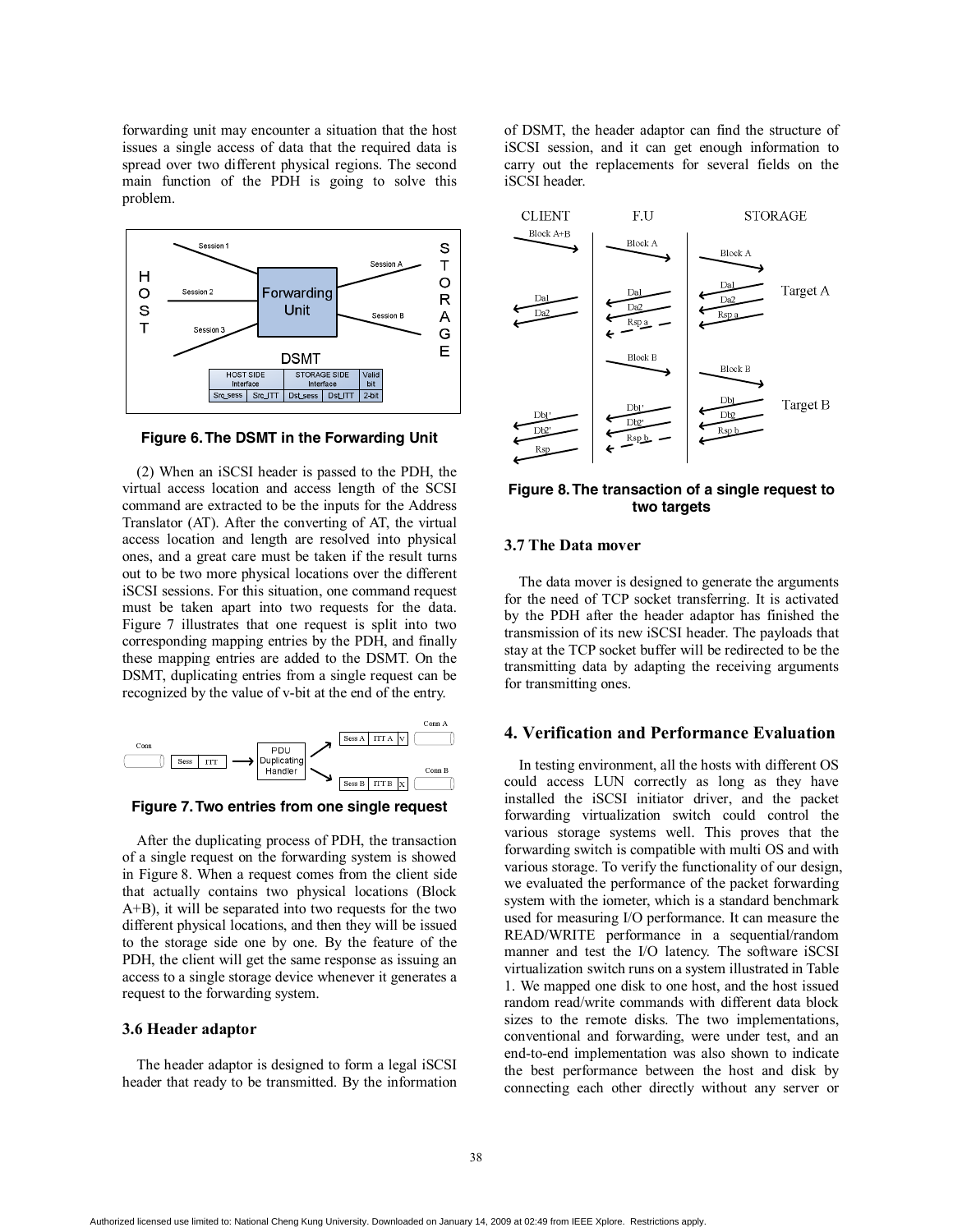forwarding unit may encounter a situation that the host issues a single access of data that the required data is spread over two different physical regions. The second main function of the PDH is going to solve this problem.

**Figure 6. The DSMT in the Forwarding Unit**

(2) When an iSCSI header is passed to the PDH, the virtual access location and access length of the SCSI command are extracted to be the inputs for the Address Translator (AT). After the converting of AT, the virtual access location and length are resolved into physical ones, and a great care must be taken if the result turns out to be two more physical locations over the different iSCSI sessions. For this situation, one command request must be taken apart into two requests for the data. Figure 7 illustrates that one request is split into two corresponding mapping entries by the PDH, and finally these mapping entries are added to the DSMT. On the DSMT, duplicating entries from a single request can be recognized by the value of v-bit at the end of the entry.

**Figure 7. Two entries from one single request**

After the duplicating process of PDH, the transaction of a single request on the forwarding system is showed in Figure 8. When a request comes from the client side that actually contains two physical locations (Block A+B), it will be separated into two requests for the two different physical locations, and then they will be issued to the storage side one by one. By the feature of the PDH, the client will get the same response as issuing an access to a single storage device whenever it generates a request to the forwarding system.

### 3.6 Header adaptor

The header adaptor is designed to form a legal iSCSI header that ready to be transmitted. By the information of DSMT, the header adaptor can find the structure of iSCSI session, and it can get enough information to carry out the replacements for several fields on the iSCSI header.

**Figure 8. The transaction of a single request to two targets**

### 3.7 The Data mover

The data mover is designed to generate the arguments for the need of TCP socket transferring. It is activated by the PDH after the header adaptor has finished the transmission of its new iSCSI header. The payloads that stay at the TCP socket buffer will be redirected to be the transmitting data by adapting the receiving arguments for transmitting ones.

## 4. Verification and Performance Evaluation

In testing environment, all the hosts with different OS could access LUN correctly as long as they have installed the iSCSI initiator driver, and the packet forwarding virtualization switch could control the various storage systems well. This proves that the forwarding switch is compatible with multi OS and with various storage. To verify the functionality of our design, we evaluated the performance of the packet forwarding system with the iometer, which is a standard benchmark used for measuring I/O performance. It can measure the READ/WRITE performance in a sequential/random manner and test the I/O latency. The software iSCSI virtualization switch runs on a system illustrated in Table 1. We mapped one disk to one host, and the host issued random read/write commands with different data block sizes to the remote disks. The two implementations, conventional and forwarding, were under test, and an end-to-end implementation was also shown to indicate the best performance between the host and disk by connecting each other directly without any server or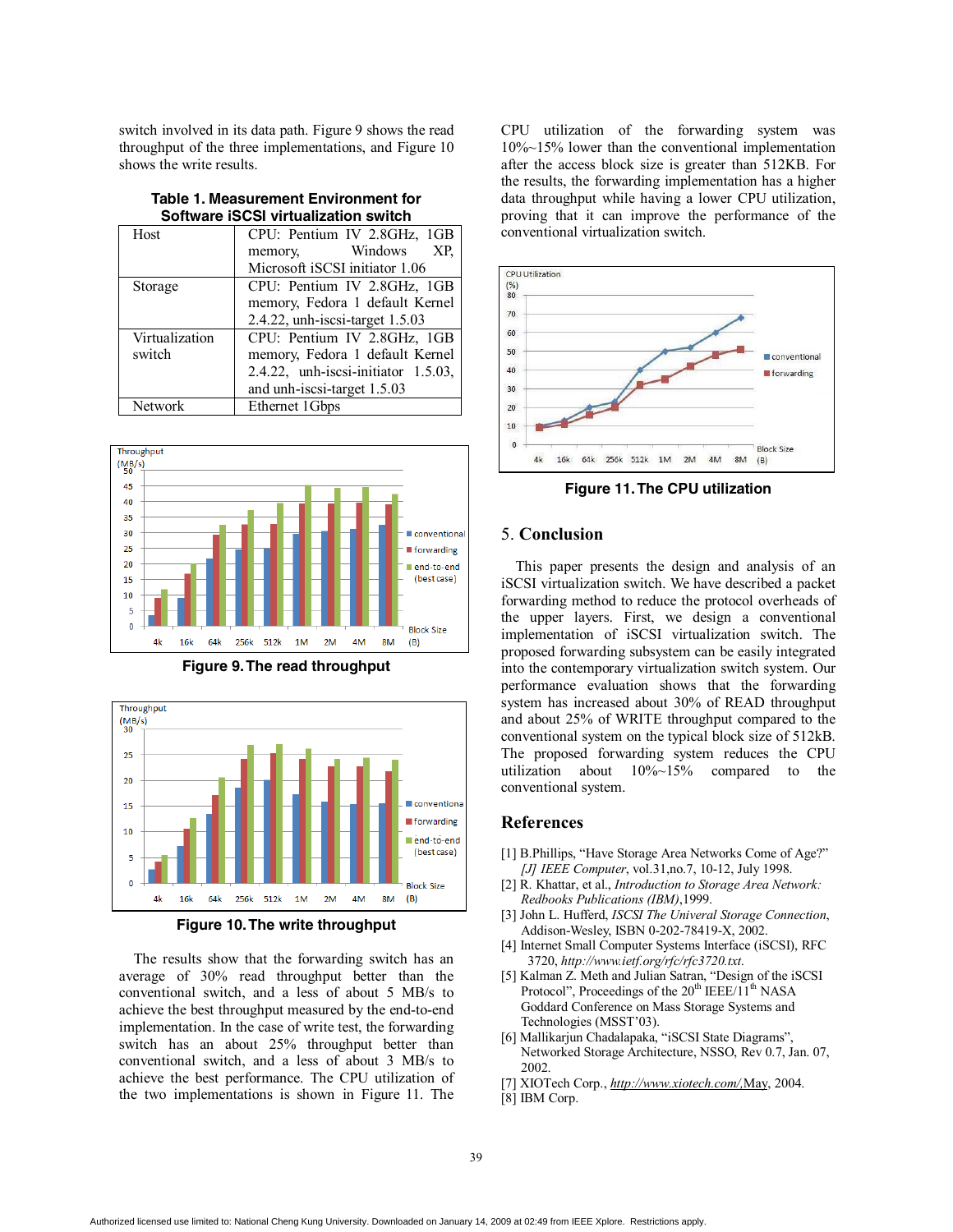switch involved in its data path. Figure 9 shows the read throughput of the three implementations, and Figure 10 shows the write results.

**Table 1. Measurement Environment for Software iSCSI virtualization switch**

| | |
|---|---|
| Host | CPU: Pentium IV 2.8GHz, 1GB memory, Windows XP, Microsoft iSCSI initiator 1.06 |
| Storage | CPU: Pentium IV 2.8GHz, 1GB memory, Fedora 1 default Kernel 2.4.22, unh-iscsi-target 1.5.03 |
| Virtualization switch | CPU: Pentium IV 2.8GHz, 1GB memory, Fedora 1 default Kernel 2.4.22, unh-iscsi-initiator 1.5.03, and unh-iscsi-target 1.5.03 |
| Network | Ethernet 1Gbps |

**Figure 9. The read throughput**

**Figure 10. The write throughput**

The results show that the forwarding switch has an average of 30% read throughput better than the conventional switch, and a less of about 5 MB/s to achieve the best throughput measured by the end-to-end implementation. In the case of write test, the forwarding switch has an about 25% throughput better than conventional switch, and a less of about 3 MB/s to achieve the best performance. The CPU utilization of the two implementations is shown in Figure 11. The CPU utilization of the forwarding system was 10%~15% lower than the conventional implementation after the access block size is greater than 512KB. For the results, the forwarding implementation has a higher data throughput while having a lower CPU utilization, proving that it can improve the performance of the conventional virtualization switch.

**Figure 11. The CPU utilization**

## 5. Conclusion

This paper presents the design and analysis of an iSCSI virtualization switch. We have described a packet forwarding method to reduce the protocol overheads of the upper layers. First, we design a conventional implementation of iSCSI virtualization switch. The proposed forwarding subsystem can be easily integrated into the contemporary virtualization switch system. Our performance evaluation shows that the forwarding system has increased about 30% of READ throughput and about 25% of WRITE throughput compared to the conventional system on the typical block size of 512kB. The proposed forwarding system reduces the CPU utilization about 10%~15% compared to the conventional system.

## References

[1] B.Phillips, "Have Storage Area Networks Come of Age?" *[J] IEEE Computer*, vol.31,no.7, 10-12, July 1998.

[2] R. Khattar, et al., *Introduction to Storage Area Network: Redbooks Publications (IBM)*,1999.

[3] John L. Hufferd, *ISCSI The Univeral Storage Connection*, Addison-Wesley, ISBN 0-202-78419-X, 2002.

[4] Internet Small Computer Systems Interface (iSCSI), RFC 3720, *http://www.ietf.org/rfc/rfc3720.txt*.

[5] Kalman Z. Meth and Julian Satran, "Design of the iSCSI Protocol", Proceedings of the 20th IEEE/11th NASA Goddard Conference on Mass Storage Systems and Technologies (MSST'03).

[6] Mallikarjun Chadalapaka, "iSCSI State Diagrams", Networked Storage Architecture, NSSO, Rev 0.7, Jan. 07, 2002.

[7] XIOTech Corp., http://www.xiotech.com/,May, 2004.

[8] IBM Corp.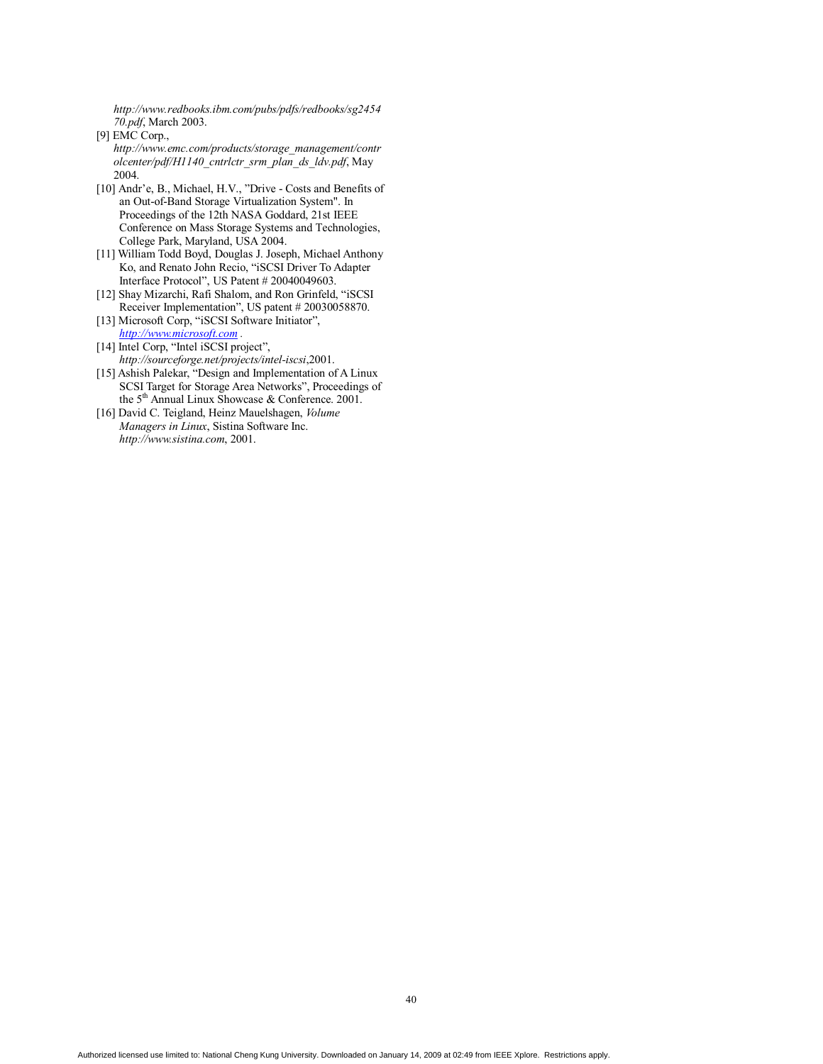*http://www.redbooks.ibm.com/pubs/pdfs/redbooks/sg245470.pdf*, March 2003.

[9] EMC Corp., *http://www.emc.com/products/storage_management/controlcenter/pdf/H1140_cntrlctr_srm_plan_ds_ldv.pdf*, May 2004.

[10] Andr'e, B., Michael, H.V., "Drive - Costs and Benefits of an Out-of-Band Storage Virtualization System". In Proceedings of the 12th NASA Goddard, 21st IEEE Conference on Mass Storage Systems and Technologies, College Park, Maryland, USA 2004.

[11] William Todd Boyd, Douglas J. Joseph, Michael Anthony Ko, and Renato John Recio, "iSCSI Driver To Adapter Interface Protocol", US Patent # 20040049603.

[12] Shay Mizarchi, Rafi Shalom, and Ron Grinfeld, "iSCSI Receiver Implementation", US patent # 20030058870.

[13] Microsoft Corp, "iSCSI Software Initiator", *http://www.microsoft.com* .

[14] Intel Corp, "Intel iSCSI project", *http://sourceforge.net/projects/intel-iscsi*,2001.

[15] Ashish Palekar, "Design and Implementation of A Linux SCSI Target for Storage Area Networks", Proceedings of the 5th Annual Linux Showcase & Conference. 2001.

[16] David C. Teigland, Heinz Mauelshagen, *Volume Managers in Linux*, Sistina Software Inc. *http://www.sistina.com*, 2001.